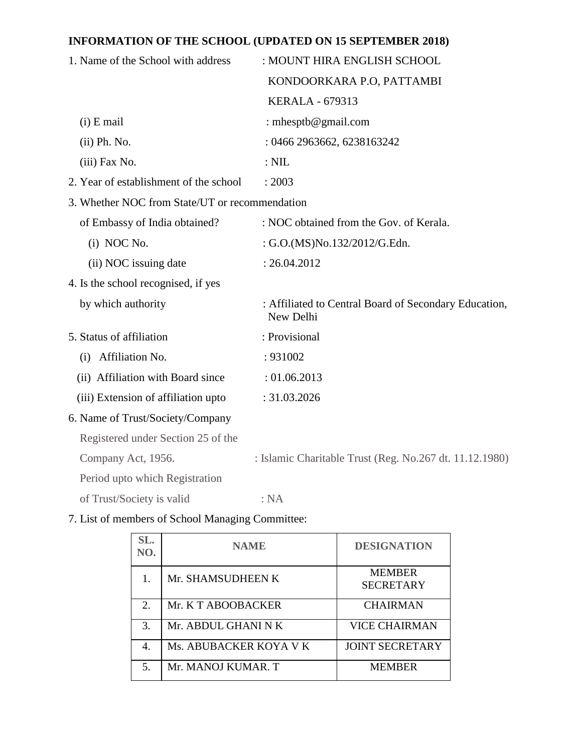## INFORMATION OF THE SCHOOL (UPDATED ON 15 SEPTEMBER 2018)

1. Name of the School with address : MOUNT HIRA ENGLISH SCHOOL
   KONDOORKARA P.O, PATTAMBI
   KERALA - 679313
   - (i) E mail : mhesptb@gmail.com
   - (ii) Ph. No. : 0466 2963662, 6238163242
   - (iii) Fax No. : NIL
2. Year of establishment of the school : 2003
3. Whether NOC from State/UT or recommendation of Embassy of India obtained? : NOC obtained from the Gov. of Kerala.
   - (i) NOC No. : G.O.(MS)No.132/2012/G.Edn.
   - (ii) NOC issuing date : 26.04.2012
4. Is the school recognised, if yes by which authority : Affiliated to Central Board of Secondary Education, New Delhi
5. Status of affiliation : Provisional
   - (i) Affiliation No. : 931002
   - (ii) Affiliation with Board since : 01.06.2013
   - (iii) Extension of affiliation upto : 31.03.2026
6. Name of Trust/Society/Company Registered under Section 25 of the Company Act, 1956. : Islamic Charitable Trust (Reg. No.267 dt. 11.12.1980)
   Period upto which Registration of Trust/Society is valid : NA
7. List of members of School Managing Committee:

| SL. NO. | NAME | DESIGNATION |
|---|---|---|
| 1. | Mr. SHAMSUDHEEN K | MEMBER SECRETARY |
| 2. | Mr. K T ABOOBACKER | CHAIRMAN |
| 3. | Mr. ABDUL GHANI N K | VICE CHAIRMAN |
| 4. | Ms. ABUBACKER KOYA V K | JOINT SECRETARY |
| 5. | Mr. MANOJ KUMAR. T | MEMBER |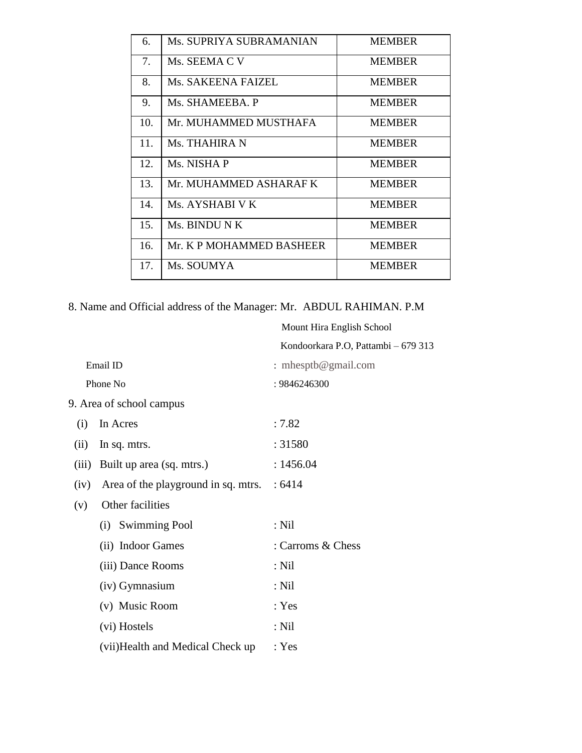| 6. | Ms. SUPRIYA SUBRAMANIAN | MEMBER |
|---|---|---|
| 7. | Ms. SEEMA C V | MEMBER |
| 8. | Ms. SAKEENA FAIZEL | MEMBER |
| 9. | Ms. SHAMEEBA. P | MEMBER |
| 10. | Mr. MUHAMMED MUSTHAFA | MEMBER |
| 11. | Ms. THAHIRA N | MEMBER |
| 12. | Ms. NISHA P | MEMBER |
| 13. | Mr. MUHAMMED ASHARAF K | MEMBER |
| 14. | Ms. AYSHABI V K | MEMBER |
| 15. | Ms. BINDU N K | MEMBER |
| 16. | Mr. K P MOHAMMED BASHEER | MEMBER |
| 17. | Ms. SOUMYA | MEMBER |

8. Name and Official address of the Manager: Mr. ABDUL RAHIMAN. P.M

Mount Hira English School

Kondoorkara P.O, Pattambi – 679 313

Email ID : mhesptb@gmail.com

Phone No : 9846246300

9. Area of school campus

(i) In Acres : 7.82

(ii) In sq. mtrs. : 31580

(iii) Built up area (sq. mtrs.) : 1456.04

(iv) Area of the playground in sq. mtrs. : 6414

(v) Other facilities

- (i) Swimming Pool : Nil
- (ii) Indoor Games : Carroms & Chess
- (iii) Dance Rooms : Nil
- (iv) Gymnasium : Nil
- (v) Music Room : Yes
- (vi) Hostels : Nil
- (vii)Health and Medical Check up : Yes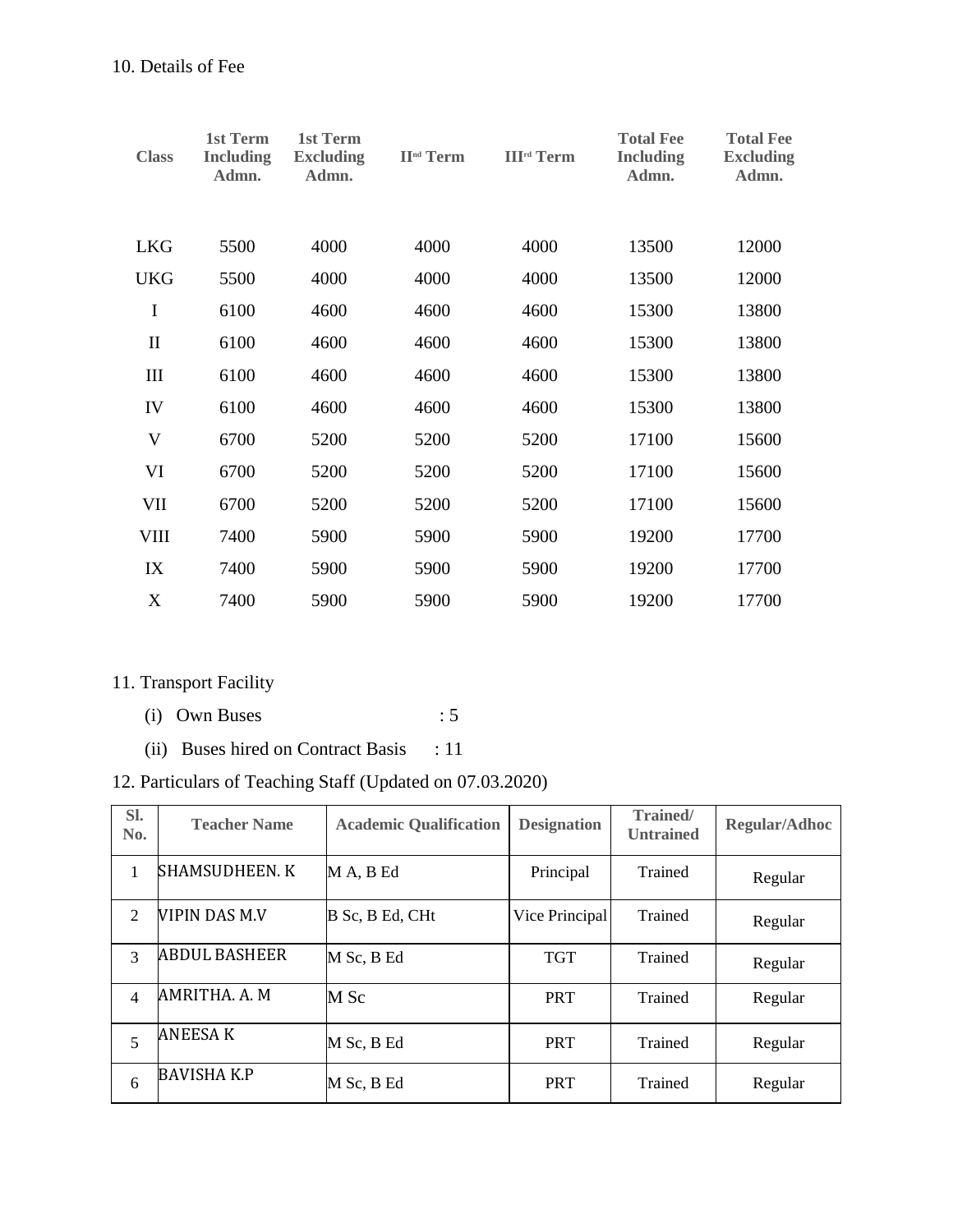10. Details of Fee

| Class | 1st Term Including Admn. | 1st Term Excluding Admn. | IInd Term | IIIrd Term | Total Fee Including Admn. | Total Fee Excluding Admn. |
|---|---|---|---|---|---|---|
| LKG | 5500 | 4000 | 4000 | 4000 | 13500 | 12000 |
| UKG | 5500 | 4000 | 4000 | 4000 | 13500 | 12000 |
| I | 6100 | 4600 | 4600 | 4600 | 15300 | 13800 |
| II | 6100 | 4600 | 4600 | 4600 | 15300 | 13800 |
| III | 6100 | 4600 | 4600 | 4600 | 15300 | 13800 |
| IV | 6100 | 4600 | 4600 | 4600 | 15300 | 13800 |
| V | 6700 | 5200 | 5200 | 5200 | 17100 | 15600 |
| VI | 6700 | 5200 | 5200 | 5200 | 17100 | 15600 |
| VII | 6700 | 5200 | 5200 | 5200 | 17100 | 15600 |
| VIII | 7400 | 5900 | 5900 | 5900 | 19200 | 17700 |
| IX | 7400 | 5900 | 5900 | 5900 | 19200 | 17700 |
| X | 7400 | 5900 | 5900 | 5900 | 19200 | 17700 |

11. Transport Facility

(i) Own Buses : 5

(ii) Buses hired on Contract Basis : 11

12. Particulars of Teaching Staff (Updated on 07.03.2020)

| Sl. No. | Teacher Name | Academic Qualification | Designation | Trained/ Untrained | Regular/Adhoc |
|---|---|---|---|---|---|
| 1 | SHAMSUDHEEN. K | M A, B Ed | Principal | Trained | Regular |
| 2 | VIPIN DAS M.V | B Sc, B Ed, CHt | Vice Principal | Trained | Regular |
| 3 | ABDUL BASHEER | M Sc, B Ed | TGT | Trained | Regular |
| 4 | AMRITHA. A. M | M Sc | PRT | Trained | Regular |
| 5 | ANEESA K | M Sc, B Ed | PRT | Trained | Regular |
| 6 | BAVISHA K.P | M Sc, B Ed | PRT | Trained | Regular |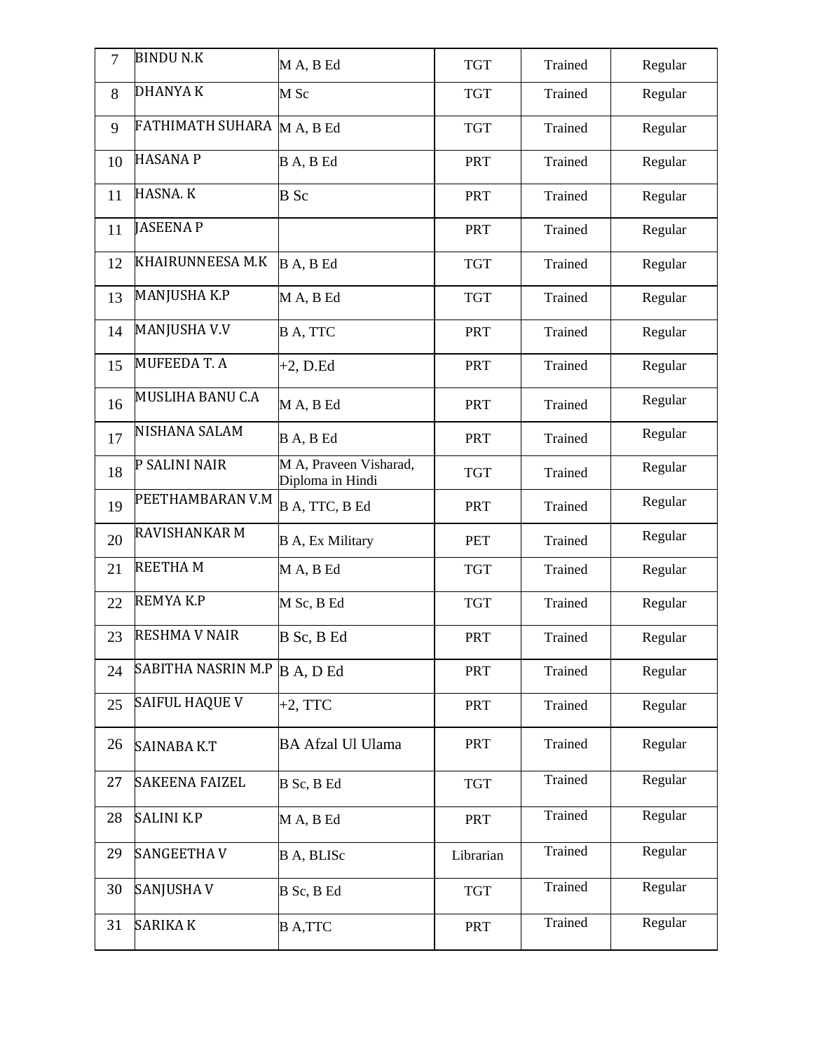| 7 | BINDU N.K | M A, B Ed | TGT | Trained | Regular |
|---|---|---|---|---|---|
| 8 | DHANYA K | M Sc | TGT | Trained | Regular |
| 9 | FATHIMATH SUHARA | M A, B Ed | TGT | Trained | Regular |
| 10 | HASANA P | B A, B Ed | PRT | Trained | Regular |
| 11 | HASNA. K | B Sc | PRT | Trained | Regular |
| 11 | JASEENA P | | PRT | Trained | Regular |
| 12 | KHAIRUNNEESA M.K | B A, B Ed | TGT | Trained | Regular |
| 13 | MANJUSHA K.P | M A, B Ed | TGT | Trained | Regular |
| 14 | MANJUSHA V.V | B A, TTC | PRT | Trained | Regular |
| 15 | MUFEEDA T. A | +2, D.Ed | PRT | Trained | Regular |
| 16 | MUSLIHA BANU C.A | M A, B Ed | PRT | Trained | Regular |
| 17 | NISHANA SALAM | B A, B Ed | PRT | Trained | Regular |
| 18 | P SALINI NAIR | M A, Praveen Visharad, Diploma in Hindi | TGT | Trained | Regular |
| 19 | PEETHAMBARAN V.M | B A, TTC, B Ed | PRT | Trained | Regular |
| 20 | RAVISHANKAR M | B A, Ex Military | PET | Trained | Regular |
| 21 | REETHA M | M A, B Ed | TGT | Trained | Regular |
| 22 | REMYA K.P | M Sc, B Ed | TGT | Trained | Regular |
| 23 | RESHMA V NAIR | B Sc, B Ed | PRT | Trained | Regular |
| 24 | SABITHA NASRIN M.P | B A, D Ed | PRT | Trained | Regular |
| 25 | SAIFUL HAQUE V | +2, TTC | PRT | Trained | Regular |
| 26 | SAINABA K.T | BA Afzal Ul Ulama | PRT | Trained | Regular |
| 27 | SAKEENA FAIZEL | B Sc, B Ed | TGT | Trained | Regular |
| 28 | SALINI K.P | M A, B Ed | PRT | Trained | Regular |
| 29 | SANGEETHA V | B A, BLISc | Librarian | Trained | Regular |
| 30 | SANJUSHA V | B Sc, B Ed | TGT | Trained | Regular |
| 31 | SARIKA K | B A,TTC | PRT | Trained | Regular |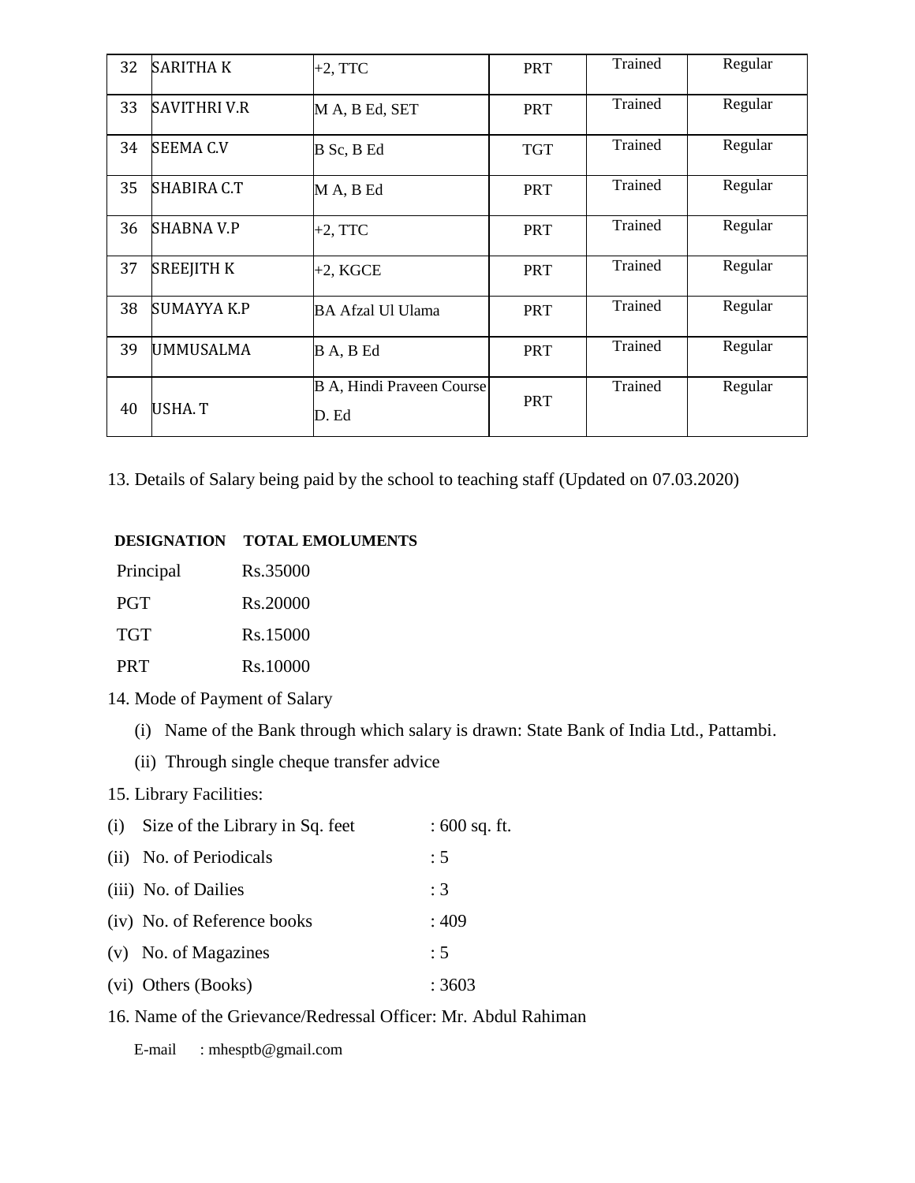| 32 | SARITHA K | +2, TTC | PRT | Trained | Regular |
|---|---|---|---|---|---|
| 33 | SAVITHRI V.R | M A, B Ed, SET | PRT | Trained | Regular |
| 34 | SEEMA C.V | B Sc, B Ed | TGT | Trained | Regular |
| 35 | SHABIRA C.T | M A, B Ed | PRT | Trained | Regular |
| 36 | SHABNA V.P | +2, TTC | PRT | Trained | Regular |
| 37 | SREEJITH K | +2, KGCE | PRT | Trained | Regular |
| 38 | SUMAYYA K.P | BA Afzal Ul Ulama | PRT | Trained | Regular |
| 39 | UMMUSALMA | B A, B Ed | PRT | Trained | Regular |
| 40 | USHA. T | B A, Hindi Praveen Course D. Ed | PRT | Trained | Regular |

13. Details of Salary being paid by the school to teaching staff (Updated on 07.03.2020)

| DESIGNATION | TOTAL EMOLUMENTS |
|---|---|
| Principal | Rs.35000 |
| PGT | Rs.20000 |
| TGT | Rs.15000 |
| PRT | Rs.10000 |

14. Mode of Payment of Salary

   (i) Name of the Bank through which salary is drawn: State Bank of India Ltd., Pattambi.

   (ii) Through single cheque transfer advice

15. Library Facilities:

(i) Size of the Library in Sq. feet : 600 sq. ft.

(ii) No. of Periodicals : 5

(iii) No. of Dailies : 3

(iv) No. of Reference books : 409

(v) No. of Magazines : 5

(vi) Others (Books) : 3603

16. Name of the Grievance/Redressal Officer: Mr. Abdul Rahiman

   E-mail : mhesptb@gmail.com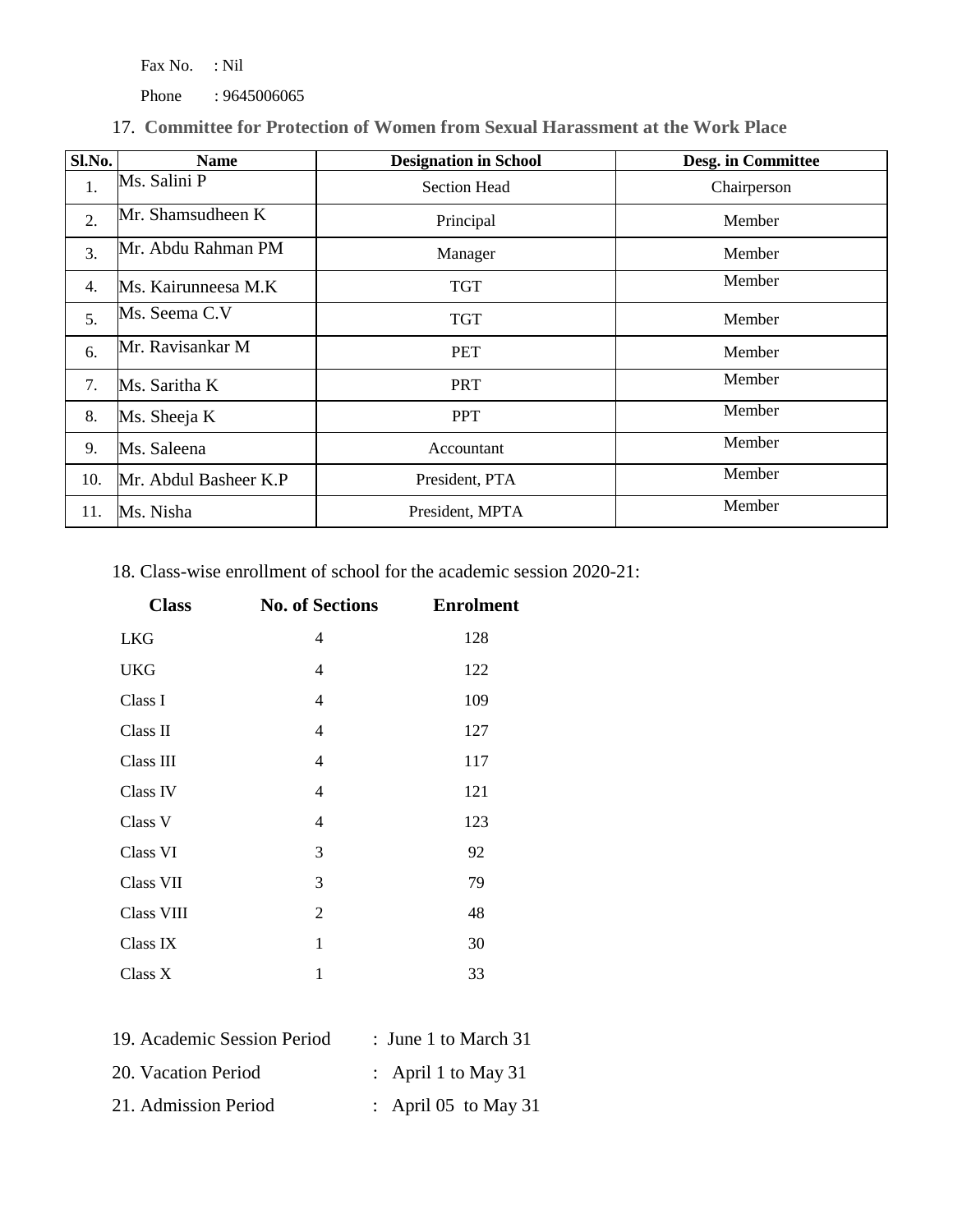Fax No. : Nil

Phone : 9645006065

17. **Committee for Protection of Women from Sexual Harassment at the Work Place**

| Sl.No. | Name | Designation in School | Desg. in Committee |
|---|---|---|---|
| 1. | Ms. Salini P | Section Head | Chairperson |
| 2. | Mr. Shamsudheen K | Principal | Member |
| 3. | Mr. Abdu Rahman PM | Manager | Member |
| 4. | Ms. Kairunneesa M.K | TGT | Member |
| 5. | Ms. Seema C.V | TGT | Member |
| 6. | Mr. Ravisankar M | PET | Member |
| 7. | Ms. Saritha K | PRT | Member |
| 8. | Ms. Sheeja K | PPT | Member |
| 9. | Ms. Saleena | Accountant | Member |
| 10. | Mr. Abdul Basheer K.P | President, PTA | Member |
| 11. | Ms. Nisha | President, MPTA | Member |

18. Class-wise enrollment of school for the academic session 2020-21:

| Class | No. of Sections | Enrolment |
|---|---|---|
| LKG | 4 | 128 |
| UKG | 4 | 122 |
| Class I | 4 | 109 |
| Class II | 4 | 127 |
| Class III | 4 | 117 |
| Class IV | 4 | 121 |
| Class V | 4 | 123 |
| Class VI | 3 | 92 |
| Class VII | 3 | 79 |
| Class VIII | 2 | 48 |
| Class IX | 1 | 30 |
| Class X | 1 | 33 |

19. Academic Session Period : June 1 to March 31

20. Vacation Period : April 1 to May 31

21. Admission Period : April 05 to May 31